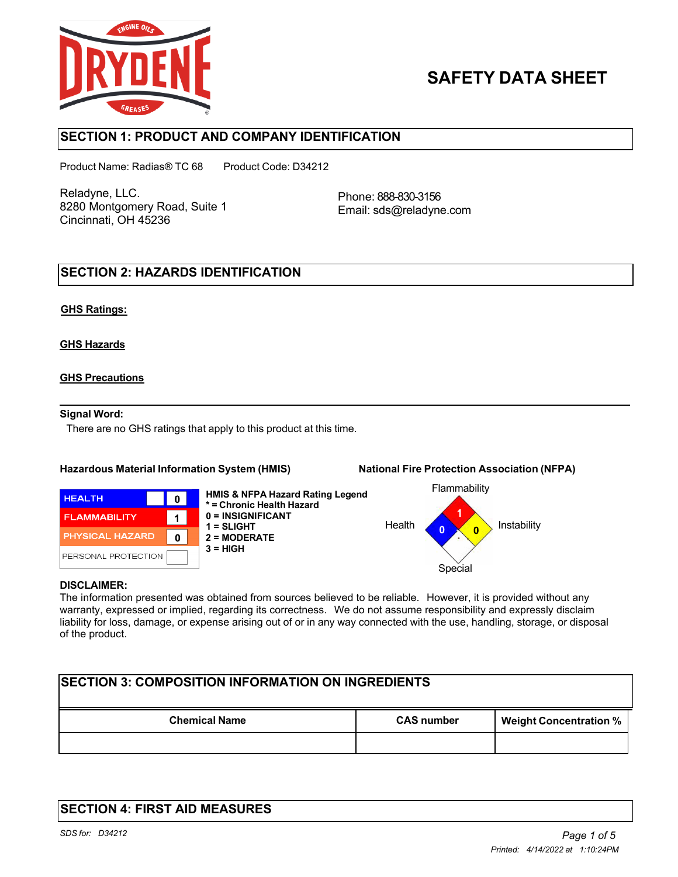# SAFETY DATA SHEET

## SECTION 1: PRODUCT AND COMPANY IDENTIFICATION

Product Name: Radias® TC 68    Product Code: D34212

Reladyne, LLC.
8280 Montgomery Road, Suite 1
Cincinnati, OH 45236

Phone: 888-830-3156
Email: sds@reladyne.com

## SECTION 2: HAZARDS IDENTIFICATION

**GHS Ratings:**

**GHS Hazards**

**GHS Precautions**

**Signal Word:**

There are no GHS ratings that apply to this product at this time.

**Hazardous Material Information System (HMIS)**

| | |
|---|---|
| HEALTH | 0 |
| FLAMMABILITY | 1 |
| PHYSICAL HAZARD | 0 |
| PERSONAL PROTECTION | |

**HMIS & NFPA Hazard Rating Legend**
**\* = Chronic Health Hazard**
**0 = INSIGNIFICANT**
**1 = SLIGHT**
**2 = MODERATE**
**3 = HIGH**

**National Fire Protection Association (NFPA)**

Flammability: 1
Health: 0
Instability: 0
Special:

**DISCLAIMER:**
The information presented was obtained from sources believed to be reliable. However, it is provided without any warranty, expressed or implied, regarding its correctness. We do not assume responsibility and expressly disclaim liability for loss, damage, or expense arising out of or in any way connected with the use, handling, storage, or disposal of the product.

## SECTION 3: COMPOSITION INFORMATION ON INGREDIENTS

| Chemical Name | CAS number | Weight Concentration % |
|---|---|---|
| | | |

## SECTION 4: FIRST AID MEASURES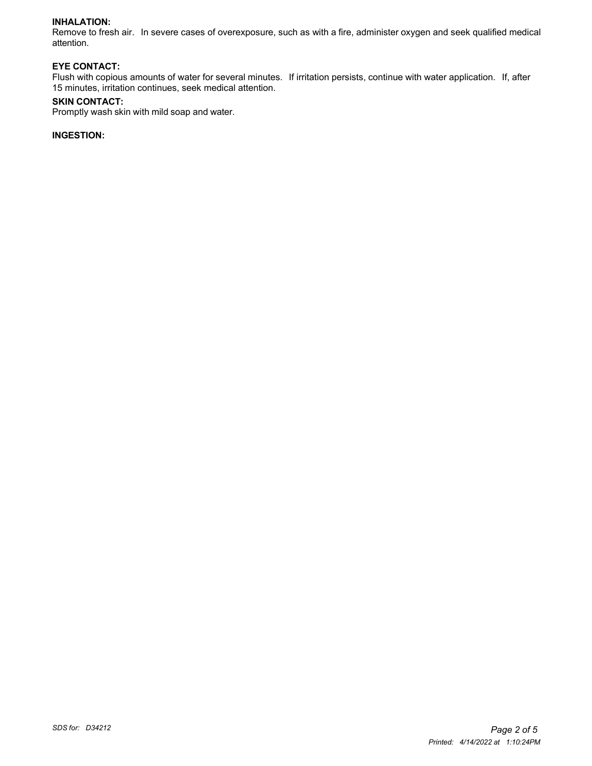**INHALATION:**
Remove to fresh air. In severe cases of overexposure, such as with a fire, administer oxygen and seek qualified medical attention.

**EYE CONTACT:**
Flush with copious amounts of water for several minutes. If irritation persists, continue with water application. If, after 15 minutes, irritation continues, seek medical attention.

**SKIN CONTACT:**
Promptly wash skin with mild soap and water.

**INGESTION:**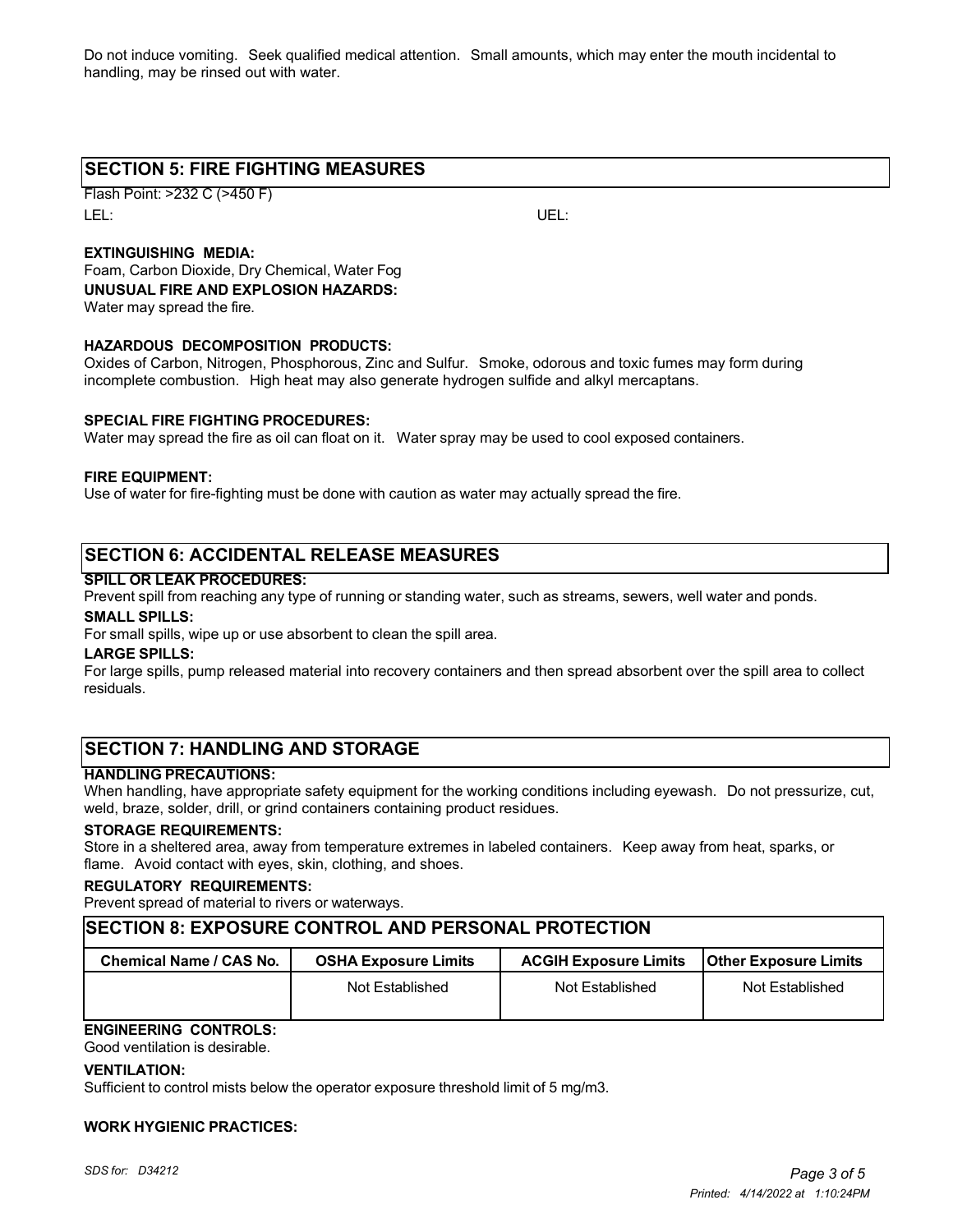Do not induce vomiting. Seek qualified medical attention. Small amounts, which may enter the mouth incidental to handling, may be rinsed out with water.

## SECTION 5: FIRE FIGHTING MEASURES

Flash Point: >232 C (>450 F)

LEL: UEL:

**EXTINGUISHING MEDIA:**

Foam, Carbon Dioxide, Dry Chemical, Water Fog

**UNUSUAL FIRE AND EXPLOSION HAZARDS:**

Water may spread the fire.

**HAZARDOUS DECOMPOSITION PRODUCTS:**

Oxides of Carbon, Nitrogen, Phosphorous, Zinc and Sulfur. Smoke, odorous and toxic fumes may form during incomplete combustion. High heat may also generate hydrogen sulfide and alkyl mercaptans.

**SPECIAL FIRE FIGHTING PROCEDURES:**

Water may spread the fire as oil can float on it. Water spray may be used to cool exposed containers.

**FIRE EQUIPMENT:**

Use of water for fire-fighting must be done with caution as water may actually spread the fire.

## SECTION 6: ACCIDENTAL RELEASE MEASURES

**SPILL OR LEAK PROCEDURES:**

Prevent spill from reaching any type of running or standing water, such as streams, sewers, well water and ponds.

**SMALL SPILLS:**

For small spills, wipe up or use absorbent to clean the spill area.

**LARGE SPILLS:**

For large spills, pump released material into recovery containers and then spread absorbent over the spill area to collect residuals.

## SECTION 7: HANDLING AND STORAGE

**HANDLING PRECAUTIONS:**

When handling, have appropriate safety equipment for the working conditions including eyewash. Do not pressurize, cut, weld, braze, solder, drill, or grind containers containing product residues.

**STORAGE REQUIREMENTS:**

Store in a sheltered area, away from temperature extremes in labeled containers. Keep away from heat, sparks, or flame. Avoid contact with eyes, skin, clothing, and shoes.

**REGULATORY REQUIREMENTS:**

Prevent spread of material to rivers or waterways.

## SECTION 8: EXPOSURE CONTROL AND PERSONAL PROTECTION

| Chemical Name / CAS No. | OSHA Exposure Limits | ACGIH Exposure Limits | Other Exposure Limits |
|---|---|---|---|
| | Not Established | Not Established | Not Established |

**ENGINEERING CONTROLS:**

Good ventilation is desirable.

**VENTILATION:**

Sufficient to control mists below the operator exposure threshold limit of 5 mg/m3.

**WORK HYGIENIC PRACTICES:**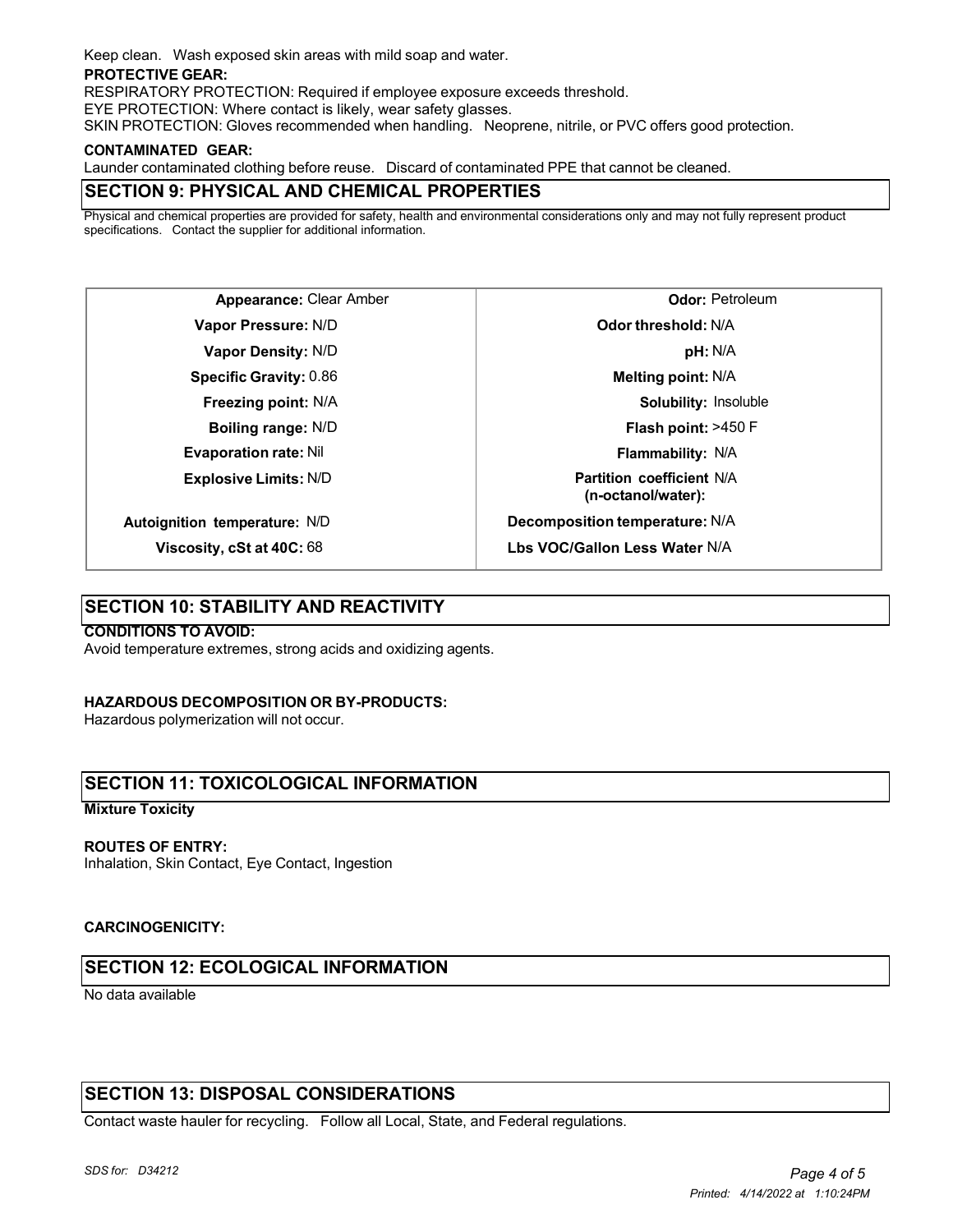Keep clean. Wash exposed skin areas with mild soap and water.

**PROTECTIVE GEAR:**

RESPIRATORY PROTECTION: Required if employee exposure exceeds threshold.

EYE PROTECTION: Where contact is likely, wear safety glasses.

SKIN PROTECTION: Gloves recommended when handling. Neoprene, nitrile, or PVC offers good protection.

**CONTAMINATED GEAR:**

Launder contaminated clothing before reuse. Discard of contaminated PPE that cannot be cleaned.

## SECTION 9: PHYSICAL AND CHEMICAL PROPERTIES

Physical and chemical properties are provided for safety, health and environmental considerations only and may not fully represent product specifications. Contact the supplier for additional information.

| Property | Value | Property | Value |
|---|---|---|---|
| **Appearance:** | Clear Amber | **Odor:** | Petroleum |
| **Vapor Pressure:** | N/D | **Odor threshold:** | N/A |
| **Vapor Density:** | N/D | **pH:** | N/A |
| **Specific Gravity:** | 0.86 | **Melting point:** | N/A |
| **Freezing point:** | N/A | **Solubility:** | Insoluble |
| **Boiling range:** | N/D | **Flash point:** | >450 F |
| **Evaporation rate:** | Nil | **Flammability:** | N/A |
| **Explosive Limits:** | N/D | **Partition coefficient (n-octanol/water):** | N/A |
| **Autoignition temperature:** | N/D | **Decomposition temperature:** | N/A |
| **Viscosity, cSt at 40C:** | 68 | **Lbs VOC/Gallon Less Water** | N/A |

## SECTION 10: STABILITY AND REACTIVITY

**CONDITIONS TO AVOID:**

Avoid temperature extremes, strong acids and oxidizing agents.

**HAZARDOUS DECOMPOSITION OR BY-PRODUCTS:**

Hazardous polymerization will not occur.

## SECTION 11: TOXICOLOGICAL INFORMATION

**Mixture Toxicity**

**ROUTES OF ENTRY:**

Inhalation, Skin Contact, Eye Contact, Ingestion

**CARCINOGENICITY:**

## SECTION 12: ECOLOGICAL INFORMATION

No data available

## SECTION 13: DISPOSAL CONSIDERATIONS

Contact waste hauler for recycling. Follow all Local, State, and Federal regulations.

*SDS for: D34212*

*Printed: 4/14/2022 at 1:10:24PM*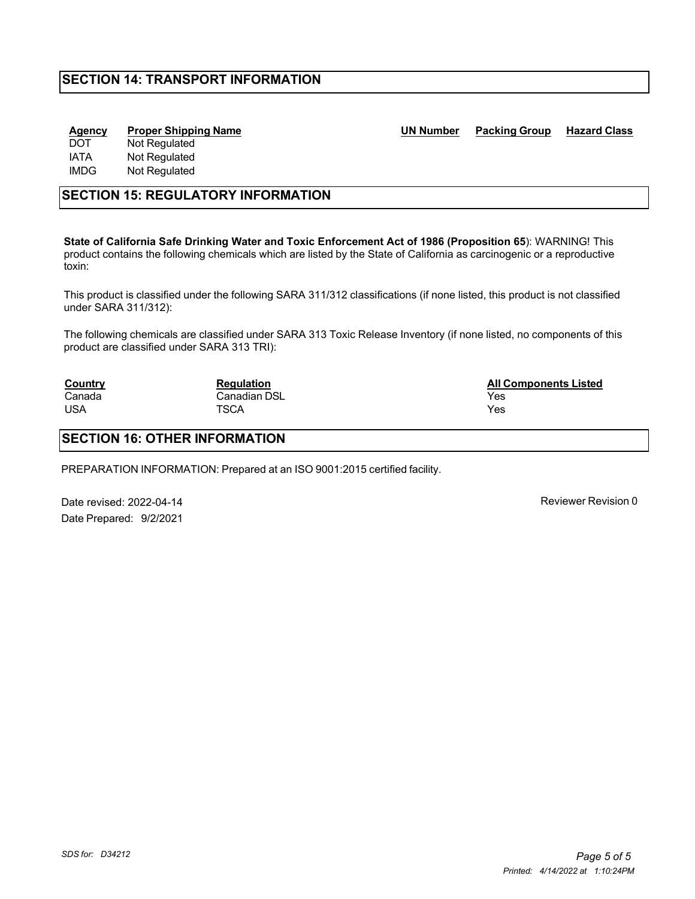## SECTION 14: TRANSPORT INFORMATION

| Agency | Proper Shipping Name | UN Number | Packing Group | Hazard Class |
|---|---|---|---|---|
| DOT | Not Regulated | | | |
| IATA | Not Regulated | | | |
| IMDG | Not Regulated | | | |

## SECTION 15: REGULATORY INFORMATION

**State of California Safe Drinking Water and Toxic Enforcement Act of 1986 (Proposition 65)**: WARNING! This product contains the following chemicals which are listed by the State of California as carcinogenic or a reproductive toxin:

This product is classified under the following SARA 311/312 classifications (if none listed, this product is not classified under SARA 311/312):

The following chemicals are classified under SARA 313 Toxic Release Inventory (if none listed, no components of this product are classified under SARA 313 TRI):

| Country | Regulation | All Components Listed |
|---|---|---|
| Canada | Canadian DSL | Yes |
| USA | TSCA | Yes |

## SECTION 16: OTHER INFORMATION

PREPARATION INFORMATION: Prepared at an ISO 9001:2015 certified facility.

Date revised: 2022-04-14

Reviewer Revision 0

Date Prepared: 9/2/2021